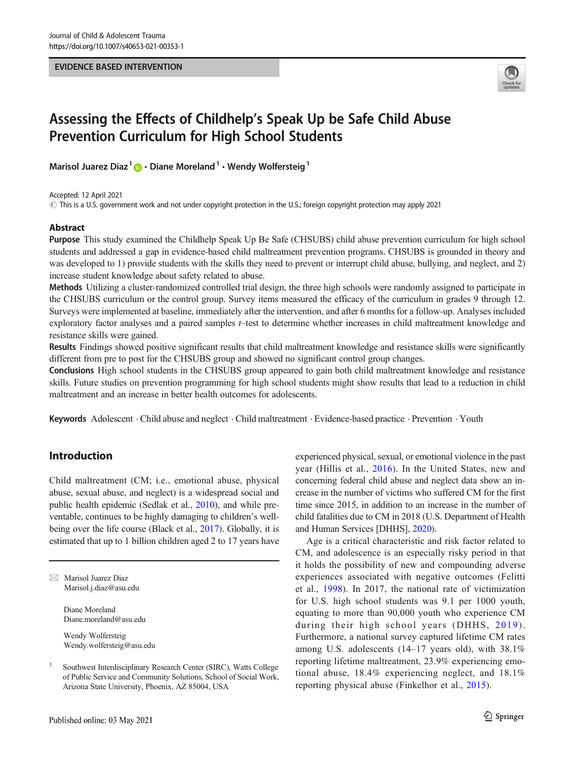EVIDENCE BASED INTERVENTION

# Assessing the Effects of Childhelp's Speak Up be Safe Child Abuse Prevention Curriculum for High School Students

**Marisol Juarez Diaz**[1] · **Diane Moreland**[1] · **Wendy Wolfersteig**[1]

Accepted: 12 April 2021
© This is a U.S. government work and not under copyright protection in the U.S.; foreign copyright protection may apply 2021

## Abstract

**Purpose** This study examined the Childhelp Speak Up Be Safe (CHSUBS) child abuse prevention curriculum for high school students and addressed a gap in evidence-based child maltreatment prevention programs. CHSUBS is grounded in theory and was developed to 1) provide students with the skills they need to prevent or interrupt child abuse, bullying, and neglect, and 2) increase student knowledge about safety related to abuse.

**Methods** Utilizing a cluster-randomized controlled trial design, the three high schools were randomly assigned to participate in the CHSUBS curriculum or the control group. Survey items measured the efficacy of the curriculum in grades 9 through 12. Surveys were implemented at baseline, immediately after the intervention, and after 6 months for a follow-up. Analyses included exploratory factor analyses and a paired samples *t*–test to determine whether increases in child maltreatment knowledge and resistance skills were gained.

**Results** Findings showed positive significant results that child maltreatment knowledge and resistance skills were significantly different from pre to post for the CHSUBS group and showed no significant control group changes.

**Conclusions** High school students in the CHSUBS group appeared to gain both child maltreatment knowledge and resistance skills. Future studies on prevention programming for high school students might show results that lead to a reduction in child maltreatment and an increase in better health outcomes for adolescents.

**Keywords** Adolescent · Child abuse and neglect · Child maltreatment · Evidence-based practice · Prevention · Youth

## Introduction

Child maltreatment (CM; i.e., emotional abuse, physical abuse, sexual abuse, and neglect) is a widespread social and public health epidemic (Sedlak et al., 2010), and while preventable, continues to be highly damaging to children's well-being over the life course (Black et al., 2017). Globally, it is estimated that up to 1 billion children aged 2 to 17 years have experienced physical, sexual, or emotional violence in the past year (Hillis et al., 2016). In the United States, new and concerning federal child abuse and neglect data show an increase in the number of victims who suffered CM for the first time since 2015, in addition to an increase in the number of child fatalities due to CM in 2018 (U.S. Department of Health and Human Services [DHHS], 2020).

Age is a critical characteristic and risk factor related to CM, and adolescence is an especially risky period in that it holds the possibility of new and compounding adverse experiences associated with negative outcomes (Felitti et al., 1998). In 2017, the national rate of victimization for U.S. high school students was 9.1 per 1000 youth, equating to more than 90,000 youth who experience CM during their high school years (DHHS, 2019). Furthermore, a national survey captured lifetime CM rates among U.S. adolescents (14–17 years old), with 38.1% reporting lifetime maltreatment, 23.9% experiencing emotional abuse, 18.4% experiencing neglect, and 18.1% reporting physical abuse (Finkelhor et al., 2015).

---

✉ Marisol Juarez Diaz
Marisol.j.diaz@asu.edu

Diane Moreland
Diane.moreland@asu.edu

Wendy Wolfersteig
Wendy.wolfersteig@asu.edu

[1] Southwest Interdisciplinary Research Center (SIRC), Watts College of Public Service and Community Solutions, School of Social Work, Arizona State University, Phoenix, AZ 85004, USA

Published online: 03 May 2021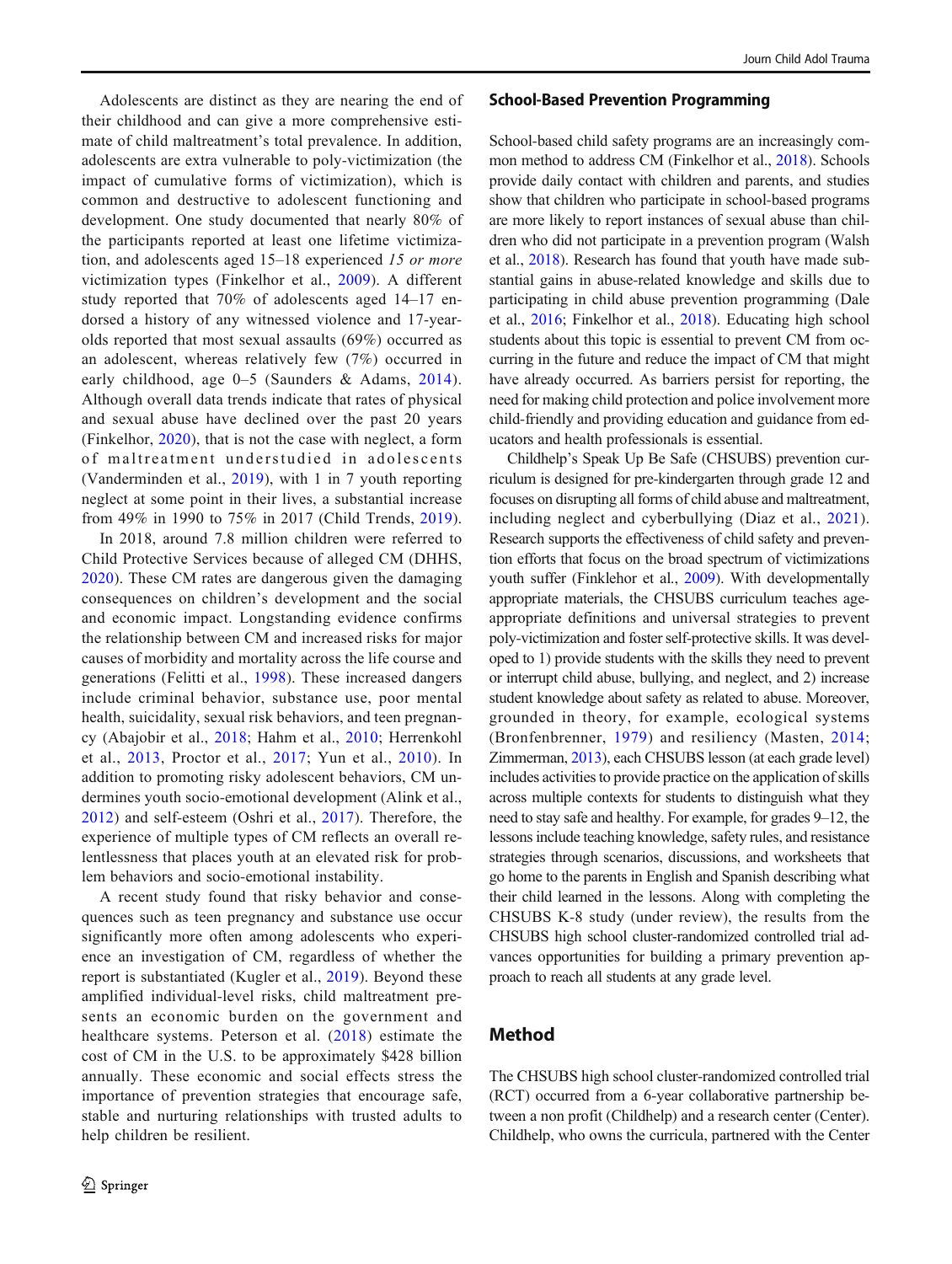Adolescents are distinct as they are nearing the end of their childhood and can give a more comprehensive estimate of child maltreatment's total prevalence. In addition, adolescents are extra vulnerable to poly-victimization (the impact of cumulative forms of victimization), which is common and destructive to adolescent functioning and development. One study documented that nearly 80% of the participants reported at least one lifetime victimization, and adolescents aged 15–18 experienced *15 or more* victimization types (Finkelhor et al., 2009). A different study reported that 70% of adolescents aged 14–17 endorsed a history of any witnessed violence and 17-year-olds reported that most sexual assaults (69%) occurred as an adolescent, whereas relatively few (7%) occurred in early childhood, age 0–5 (Saunders & Adams, 2014). Although overall data trends indicate that rates of physical and sexual abuse have declined over the past 20 years (Finkelhor, 2020), that is not the case with neglect, a form of maltreatment understudied in adolescents (Vanderminden et al., 2019), with 1 in 7 youth reporting neglect at some point in their lives, a substantial increase from 49% in 1990 to 75% in 2017 (Child Trends, 2019).

In 2018, around 7.8 million children were referred to Child Protective Services because of alleged CM (DHHS, 2020). These CM rates are dangerous given the damaging consequences on children's development and the social and economic impact. Longstanding evidence confirms the relationship between CM and increased risks for major causes of morbidity and mortality across the life course and generations (Felitti et al., 1998). These increased dangers include criminal behavior, substance use, poor mental health, suicidality, sexual risk behaviors, and teen pregnancy (Abajobir et al., 2018; Hahm et al., 2010; Herrenkohl et al., 2013, Proctor et al., 2017; Yun et al., 2010). In addition to promoting risky adolescent behaviors, CM undermines youth socio-emotional development (Alink et al., 2012) and self-esteem (Oshri et al., 2017). Therefore, the experience of multiple types of CM reflects an overall relentlessness that places youth at an elevated risk for problem behaviors and socio-emotional instability.

A recent study found that risky behavior and consequences such as teen pregnancy and substance use occur significantly more often among adolescents who experience an investigation of CM, regardless of whether the report is substantiated (Kugler et al., 2019). Beyond these amplified individual-level risks, child maltreatment presents an economic burden on the government and healthcare systems. Peterson et al. (2018) estimate the cost of CM in the U.S. to be approximately $428 billion annually. These economic and social effects stress the importance of prevention strategies that encourage safe, stable and nurturing relationships with trusted adults to help children be resilient.

## School-Based Prevention Programming

School-based child safety programs are an increasingly common method to address CM (Finkelhor et al., 2018). Schools provide daily contact with children and parents, and studies show that children who participate in school-based programs are more likely to report instances of sexual abuse than children who did not participate in a prevention program (Walsh et al., 2018). Research has found that youth have made substantial gains in abuse-related knowledge and skills due to participating in child abuse prevention programming (Dale et al., 2016; Finkelhor et al., 2018). Educating high school students about this topic is essential to prevent CM from occurring in the future and reduce the impact of CM that might have already occurred. As barriers persist for reporting, the need for making child protection and police involvement more child-friendly and providing education and guidance from educators and health professionals is essential.

Childhelp's Speak Up Be Safe (CHSUBS) prevention curriculum is designed for pre-kindergarten through grade 12 and focuses on disrupting all forms of child abuse and maltreatment, including neglect and cyberbullying (Diaz et al., 2021). Research supports the effectiveness of child safety and prevention efforts that focus on the broad spectrum of victimizations youth suffer (Finklehor et al., 2009). With developmentally appropriate materials, the CHSUBS curriculum teaches age-appropriate definitions and universal strategies to prevent poly-victimization and foster self-protective skills. It was developed to 1) provide students with the skills they need to prevent or interrupt child abuse, bullying, and neglect, and 2) increase student knowledge about safety as related to abuse. Moreover, grounded in theory, for example, ecological systems (Bronfenbrenner, 1979) and resiliency (Masten, 2014; Zimmerman, 2013), each CHSUBS lesson (at each grade level) includes activities to provide practice on the application of skills across multiple contexts for students to distinguish what they need to stay safe and healthy. For example, for grades 9–12, the lessons include teaching knowledge, safety rules, and resistance strategies through scenarios, discussions, and worksheets that go home to the parents in English and Spanish describing what their child learned in the lessons. Along with completing the CHSUBS K-8 study (under review), the results from the CHSUBS high school cluster-randomized controlled trial advances opportunities for building a primary prevention approach to reach all students at any grade level.

## Method

The CHSUBS high school cluster-randomized controlled trial (RCT) occurred from a 6-year collaborative partnership between a non profit (Childhelp) and a research center (Center). Childhelp, who owns the curricula, partnered with the Center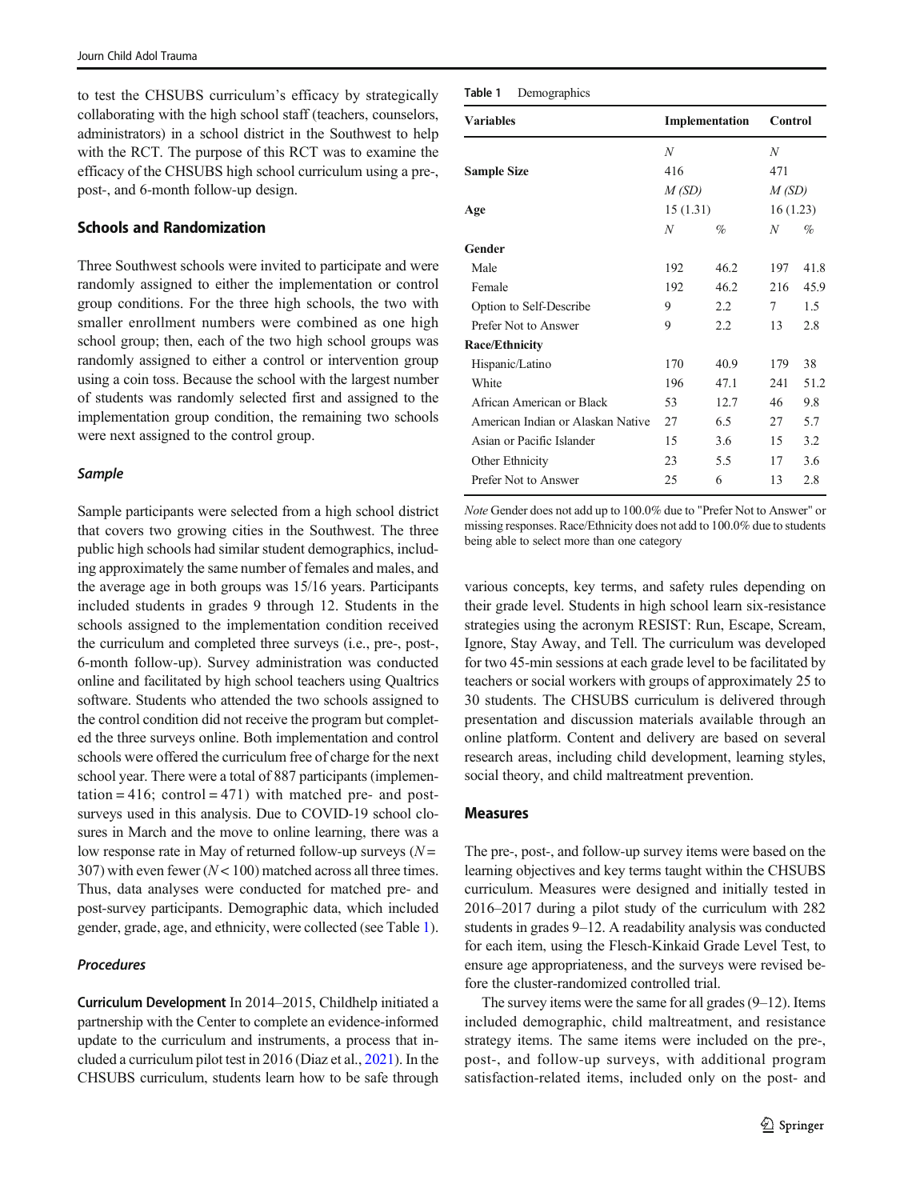to test the CHSUBS curriculum's efficacy by strategically collaborating with the high school staff (teachers, counselors, administrators) in a school district in the Southwest to help with the RCT. The purpose of this RCT was to examine the efficacy of the CHSUBS high school curriculum using a pre-, post-, and 6-month follow-up design.

## Schools and Randomization

Three Southwest schools were invited to participate and were randomly assigned to either the implementation or control group conditions. For the three high schools, the two with smaller enrollment numbers were combined as one high school group; then, each of the two high school groups was randomly assigned to either a control or intervention group using a coin toss. Because the school with the largest number of students was randomly selected first and assigned to the implementation group condition, the remaining two schools were next assigned to the control group.

### *Sample*

Sample participants were selected from a high school district that covers two growing cities in the Southwest. The three public high schools had similar student demographics, including approximately the same number of females and males, and the average age in both groups was 15/16 years. Participants included students in grades 9 through 12. Students in the schools assigned to the implementation condition received the curriculum and completed three surveys (i.e., pre-, post-, 6-month follow-up). Survey administration was conducted online and facilitated by high school teachers using Qualtrics software. Students who attended the two schools assigned to the control condition did not receive the program but completed the three surveys online. Both implementation and control schools were offered the curriculum free of charge for the next school year. There were a total of 887 participants (implementation = 416; control = 471) with matched pre- and post-surveys used in this analysis. Due to COVID-19 school closures in March and the move to online learning, there was a low response rate in May of returned follow-up surveys ($N = 307$) with even fewer ($N < 100$) matched across all three times. Thus, data analyses were conducted for matched pre- and post-survey participants. Demographic data, which included gender, grade, age, and ethnicity, were collected (see Table 1).

### *Procedures*

**Curriculum Development** In 2014–2015, Childhelp initiated a partnership with the Center to complete an evidence-informed update to the curriculum and instruments, a process that included a curriculum pilot test in 2016 (Diaz et al., 2021). In the CHSUBS curriculum, students learn how to be safe through various concepts, key terms, and safety rules depending on their grade level. Students in high school learn six-resistance strategies using the acronym RESIST: Run, Escape, Scream, Ignore, Stay Away, and Tell. The curriculum was developed for two 45-min sessions at each grade level to be facilitated by teachers or social workers with groups of approximately 25 to 30 students. The CHSUBS curriculum is delivered through presentation and discussion materials available through an online platform. Content and delivery are based on several research areas, including child development, learning styles, social theory, and child maltreatment prevention.

**Table 1** Demographics

| Variables | Implementation | | Control | |
|---|---|---|---|---|
| | *N* | | *N* | |
| **Sample Size** | 416 | | 471 | |
| | *M (SD)* | | *M (SD)* | |
| **Age** | 15 (1.31) | | 16 (1.23) | |
| | *N* | *%* | *N* | *%* |
| **Gender** | | | | |
| Male | 192 | 46.2 | 197 | 41.8 |
| Female | 192 | 46.2 | 216 | 45.9 |
| Option to Self-Describe | 9 | 2.2 | 7 | 1.5 |
| Prefer Not to Answer | 9 | 2.2 | 13 | 2.8 |
| **Race/Ethnicity** | | | | |
| Hispanic/Latino | 170 | 40.9 | 179 | 38 |
| White | 196 | 47.1 | 241 | 51.2 |
| African American or Black | 53 | 12.7 | 46 | 9.8 |
| American Indian or Alaskan Native | 27 | 6.5 | 27 | 5.7 |
| Asian or Pacific Islander | 15 | 3.6 | 15 | 3.2 |
| Other Ethnicity | 23 | 5.5 | 17 | 3.6 |
| Prefer Not to Answer | 25 | 6 | 13 | 2.8 |

*Note* Gender does not add up to 100.0% due to "Prefer Not to Answer" or missing responses. Race/Ethnicity does not add to 100.0% due to students being able to select more than one category

## Measures

The pre-, post-, and follow-up survey items were based on the learning objectives and key terms taught within the CHSUBS curriculum. Measures were designed and initially tested in 2016–2017 during a pilot study of the curriculum with 282 students in grades 9–12. A readability analysis was conducted for each item, using the Flesch-Kinkaid Grade Level Test, to ensure age appropriateness, and the surveys were revised before the cluster-randomized controlled trial.

The survey items were the same for all grades (9–12). Items included demographic, child maltreatment, and resistance strategy items. The same items were included on the pre-, post-, and follow-up surveys, with additional program satisfaction-related items, included only on the post- and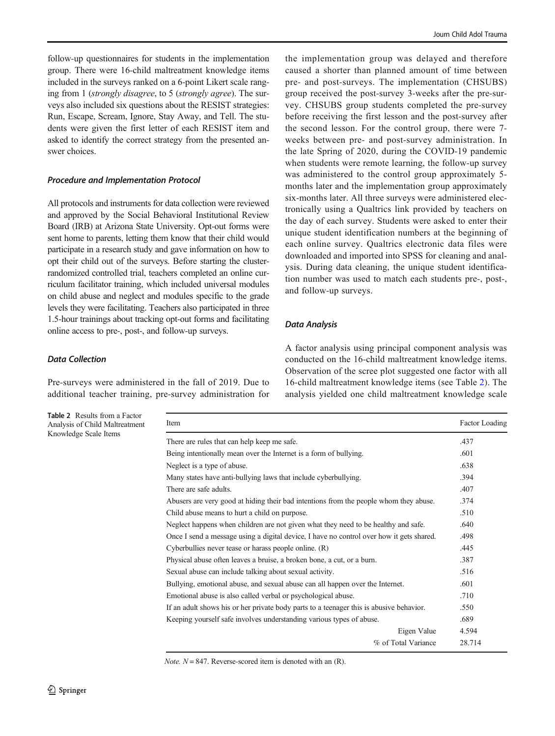follow-up questionnaires for students in the implementation group. There were 16-child maltreatment knowledge items included in the surveys ranked on a 6-point Likert scale ranging from 1 (*strongly disagree*, to 5 (*strongly agree*). The surveys also included six questions about the RESIST strategies: Run, Escape, Scream, Ignore, Stay Away, and Tell. The students were given the first letter of each RESIST item and asked to identify the correct strategy from the presented answer choices.

### *Procedure and Implementation Protocol*

All protocols and instruments for data collection were reviewed and approved by the Social Behavioral Institutional Review Board (IRB) at Arizona State University. Opt-out forms were sent home to parents, letting them know that their child would participate in a research study and gave information on how to opt their child out of the surveys. Before starting the cluster-randomized controlled trial, teachers completed an online curriculum facilitator training, which included universal modules on child abuse and neglect and modules specific to the grade levels they were facilitating. Teachers also participated in three 1.5-hour trainings about tracking opt-out forms and facilitating online access to pre-, post-, and follow-up surveys.

### *Data Collection*

Pre-surveys were administered in the fall of 2019. Due to additional teacher training, pre-survey administration for the implementation group was delayed and therefore caused a shorter than planned amount of time between pre- and post-surveys. The implementation (CHSUBS) group received the post-survey 3-weeks after the pre-survey. CHSUBS group students completed the pre-survey before receiving the first lesson and the post-survey after the second lesson. For the control group, there were 7-weeks between pre- and post-survey administration. In the late Spring of 2020, during the COVID-19 pandemic when students were remote learning, the follow-up survey was administered to the control group approximately 5-months later and the implementation group approximately six-months later. All three surveys were administered electronically using a Qualtrics link provided by teachers on the day of each survey. Students were asked to enter their unique student identification numbers at the beginning of each online survey. Qualtrics electronic data files were downloaded and imported into SPSS for cleaning and analysis. During data cleaning, the unique student identification number was used to match each students pre-, post-, and follow-up surveys.

### *Data Analysis*

A factor analysis using principal component analysis was conducted on the 16-child maltreatment knowledge items. Observation of the scree plot suggested one factor with all 16-child maltreatment knowledge items (see Table 2). The analysis yielded one child maltreatment knowledge scale

**Table 2** Results from a Factor Analysis of Child Maltreatment Knowledge Scale Items

| Item | Factor Loading |
|---|---|
| There are rules that can help keep me safe. | .437 |
| Being intentionally mean over the Internet is a form of bullying. | .601 |
| Neglect is a type of abuse. | .638 |
| Many states have anti-bullying laws that include cyberbullying. | .394 |
| There are safe adults. | .407 |
| Abusers are very good at hiding their bad intentions from the people whom they abuse. | .374 |
| Child abuse means to hurt a child on purpose. | .510 |
| Neglect happens when children are not given what they need to be healthy and safe. | .640 |
| Once I send a message using a digital device, I have no control over how it gets shared. | .498 |
| Cyberbullies never tease or harass people online. (R) | .445 |
| Physical abuse often leaves a bruise, a broken bone, a cut, or a burn. | .387 |
| Sexual abuse can include talking about sexual activity. | .516 |
| Bullying, emotional abuse, and sexual abuse can all happen over the Internet. | .601 |
| Emotional abuse is also called verbal or psychological abuse. | .710 |
| If an adult shows his or her private body parts to a teenager this is abusive behavior. | .550 |
| Keeping yourself safe involves understanding various types of abuse. | .689 |
| Eigen Value | 4.594 |
| % of Total Variance | 28.714 |

*Note.* $N = 847$. Reverse-scored item is denoted with an (R).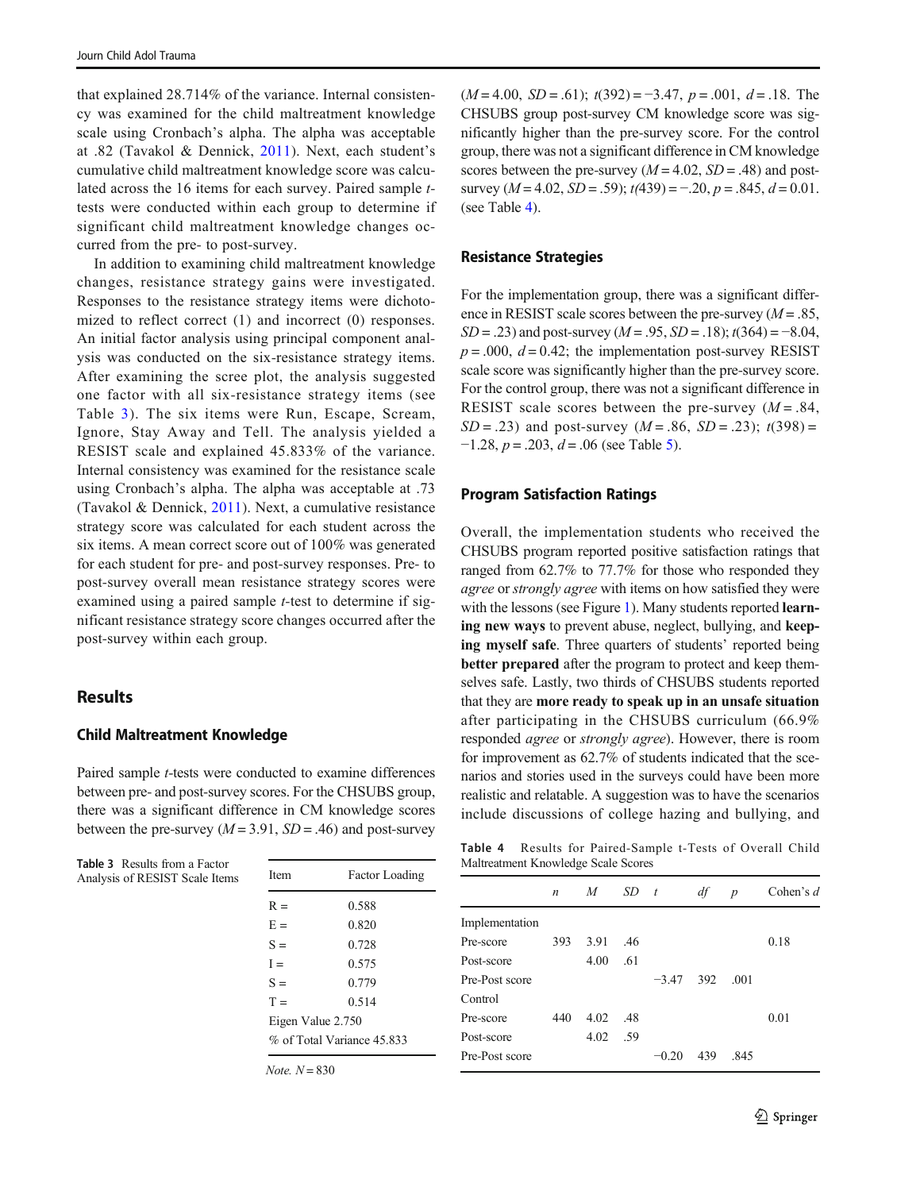that explained 28.714% of the variance. Internal consistency was examined for the child maltreatment knowledge scale using Cronbach's alpha. The alpha was acceptable at .82 (Tavakol & Dennick, 2011). Next, each student's cumulative child maltreatment knowledge score was calculated across the 16 items for each survey. Paired sample *t*-tests were conducted within each group to determine if significant child maltreatment knowledge changes occurred from the pre- to post-survey.

In addition to examining child maltreatment knowledge changes, resistance strategy gains were investigated. Responses to the resistance strategy items were dichotomized to reflect correct (1) and incorrect (0) responses. An initial factor analysis using principal component analysis was conducted on the six-resistance strategy items. After examining the scree plot, the analysis suggested one factor with all six-resistance strategy items (see Table 3). The six items were Run, Escape, Scream, Ignore, Stay Away and Tell. The analysis yielded a RESIST scale and explained 45.833% of the variance. Internal consistency was examined for the resistance scale using Cronbach's alpha. The alpha was acceptable at .73 (Tavakol & Dennick, 2011). Next, a cumulative resistance strategy score was calculated for each student across the six items. A mean correct score out of 100% was generated for each student for pre- and post-survey responses. Pre- to post-survey overall mean resistance strategy scores were examined using a paired sample *t*-test to determine if significant resistance strategy score changes occurred after the post-survey within each group.

**Table 3** Results from a Factor Analysis of RESIST Scale Items

| Item | Factor Loading |
|---|---|
| R = | 0.588 |
| E = | 0.820 |
| S = | 0.728 |
| I = | 0.575 |
| S = | 0.779 |
| T = | 0.514 |
| Eigen Value 2.750 | |
| % of Total Variance 45.833 | |

*Note.* $N = 830$

## Results

### Child Maltreatment Knowledge

Paired sample *t*-tests were conducted to examine differences between pre- and post-survey scores. For the CHSUBS group, there was a significant difference in CM knowledge scores between the pre-survey ($M = 3.91$, $SD = .46$) and post-survey ($M = 4.00$, $SD = .61$); $t(392) = -3.47$, $p = .001$, $d = .18$. The CHSUBS group post-survey CM knowledge score was significantly higher than the pre-survey score. For the control group, there was not a significant difference in CM knowledge scores between the pre-survey ($M = 4.02$, $SD = .48$) and post-survey ($M = 4.02$, $SD = .59$); $t(439) = -.20$, $p = .845$, $d = 0.01$. (see Table 4).

### Resistance Strategies

For the implementation group, there was a significant difference in RESIST scale scores between the pre-survey ($M = .85$, $SD = .23$) and post-survey ($M = .95$, $SD = .18$); $t(364) = -8.04$, $p = .000$, $d = 0.42$; the implementation post-survey RESIST scale score was significantly higher than the pre-survey score. For the control group, there was not a significant difference in RESIST scale scores between the pre-survey ($M = .84$, $SD = .23$) and post-survey ($M = .86$, $SD = .23$); $t(398) = -1.28$, $p = .203$, $d = .06$ (see Table 5).

### Program Satisfaction Ratings

Overall, the implementation students who received the CHSUBS program reported positive satisfaction ratings that ranged from 62.7% to 77.7% for those who responded they *agree* or *strongly agree* with items on how satisfied they were with the lessons (see Figure 1). Many students reported **learning new ways** to prevent abuse, neglect, bullying, and **keeping myself safe**. Three quarters of students' reported being **better prepared** after the program to protect and keep themselves safe. Lastly, two thirds of CHSUBS students reported that they are **more ready to speak up in an unsafe situation** after participating in the CHSUBS curriculum (66.9% responded *agree* or *strongly agree*). However, there is room for improvement as 62.7% of students indicated that the scenarios and stories used in the surveys could have been more realistic and relatable. A suggestion was to have the scenarios include discussions of college hazing and bullying, and

**Table 4** Results for Paired-Sample t-Tests of Overall Child Maltreatment Knowledge Scale Scores

| | *n* | *M* | *SD* | *t* | *df* | *p* | Cohen's *d* |
|---|---|---|---|---|---|---|---|
| Implementation | | | | | | | |
| Pre-score | 393 | 3.91 | .46 | | | | 0.18 |
| Post-score | | 4.00 | .61 | | | | |
| Pre-Post score | | | | −3.47 | 392 | .001 | |
| Control | | | | | | | |
| Pre-score | 440 | 4.02 | .48 | | | | 0.01 |
| Post-score | | 4.02 | .59 | | | | |
| Pre-Post score | | | | −0.20 | 439 | .845 | |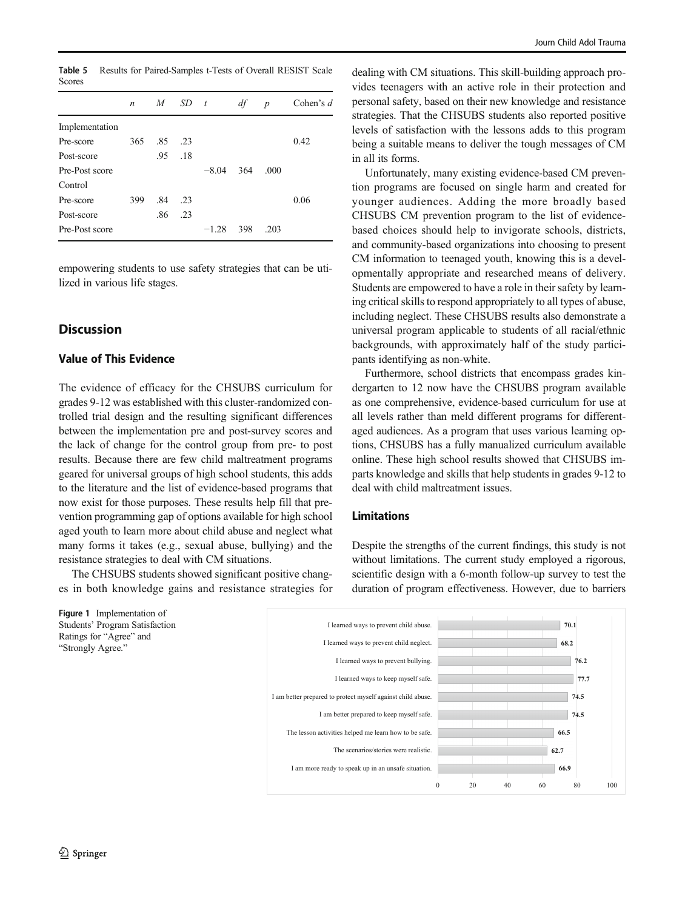**Table 5** Results for Paired-Samples t-Tests of Overall RESIST Scale Scores

| | *n* | *M* | *SD* | *t* | *df* | *p* | Cohen's *d* |
|---|---|---|---|---|---|---|---|
| Implementation | | | | | | | |
| Pre-score | 365 | .85 | .23 | | | | 0.42 |
| Post-score | | .95 | .18 | | | | |
| Pre-Post score | | | | −8.04 | 364 | .000 | |
| Control | | | | | | | |
| Pre-score | 399 | .84 | .23 | | | | 0.06 |
| Post-score | | .86 | .23 | | | | |
| Pre-Post score | | | | −1.28 | 398 | .203 | |

empowering students to use safety strategies that can be utilized in various life stages.

## Discussion

### Value of This Evidence

The evidence of efficacy for the CHSUBS curriculum for grades 9-12 was established with this cluster-randomized controlled trial design and the resulting significant differences between the implementation pre and post-survey scores and the lack of change for the control group from pre- to post results. Because there are few child maltreatment programs geared for universal groups of high school students, this adds to the literature and the list of evidence-based programs that now exist for those purposes. These results help fill that prevention programming gap of options available for high school aged youth to learn more about child abuse and neglect what many forms it takes (e.g., sexual abuse, bullying) and the resistance strategies to deal with CM situations.

The CHSUBS students showed significant positive changes in both knowledge gains and resistance strategies for dealing with CM situations. This skill-building approach provides teenagers with an active role in their protection and personal safety, based on their new knowledge and resistance strategies. That the CHSUBS students also reported positive levels of satisfaction with the lessons adds to this program being a suitable means to deliver the tough messages of CM in all its forms.

Unfortunately, many existing evidence-based CM prevention programs are focused on single harm and created for younger audiences. Adding the more broadly based CHSUBS CM prevention program to the list of evidence-based choices should help to invigorate schools, districts, and community-based organizations into choosing to present CM information to teenaged youth, knowing this is a developmentally appropriate and researched means of delivery. Students are empowered to have a role in their safety by learning critical skills to respond appropriately to all types of abuse, including neglect. These CHSUBS results also demonstrate a universal program applicable to students of all racial/ethnic backgrounds, with approximately half of the study participants identifying as non-white.

Furthermore, school districts that encompass grades kindergarten to 12 now have the CHSUBS program available as one comprehensive, evidence-based curriculum for use at all levels rather than meld different programs for different-aged audiences. As a program that uses various learning options, CHSUBS has a fully manualized curriculum available online. These high school results showed that CHSUBS imparts knowledge and skills that help students in grades 9-12 to deal with child maltreatment issues.

### Limitations

Despite the strengths of the current findings, this study is not without limitations. The current study employed a rigorous, scientific design with a 6-month follow-up survey to test the duration of program effectiveness. However, due to barriers

**Figure 1** Implementation of Students' Program Satisfaction Ratings for "Agree" and "Strongly Agree."

| Item | % |
|---|---|
| I learned ways to prevent child abuse. | 70.1 |
| I learned ways to prevent child neglect. | 68.2 |
| I learned ways to prevent bullying. | 76.2 |
| I learned ways to keep myself safe. | 77.7 |
| I am better prepared to protect myself against child abuse. | 74.5 |
| I am better prepared to keep myself safe. | 74.5 |
| The lesson activities helped me learn how to be safe. | 66.5 |
| The scenarios/stories were realistic. | 62.7 |
| I am more ready to speak up in an unsafe situation. | 66.9 |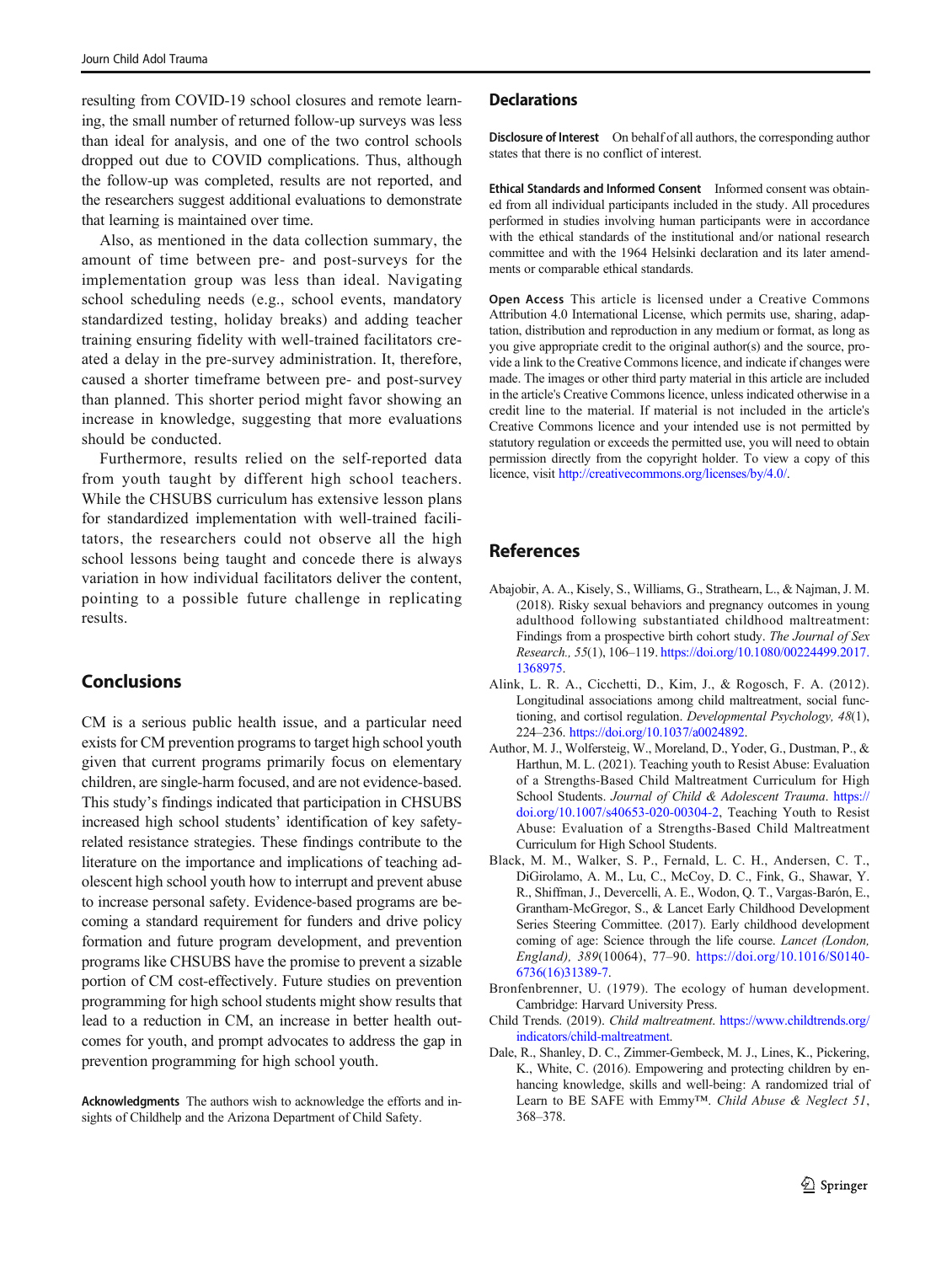resulting from COVID-19 school closures and remote learning, the small number of returned follow-up surveys was less than ideal for analysis, and one of the two control schools dropped out due to COVID complications. Thus, although the follow-up was completed, results are not reported, and the researchers suggest additional evaluations to demonstrate that learning is maintained over time.

Also, as mentioned in the data collection summary, the amount of time between pre- and post-surveys for the implementation group was less than ideal. Navigating school scheduling needs (e.g., school events, mandatory standardized testing, holiday breaks) and adding teacher training ensuring fidelity with well-trained facilitators created a delay in the pre-survey administration. It, therefore, caused a shorter timeframe between pre- and post-survey than planned. This shorter period might favor showing an increase in knowledge, suggesting that more evaluations should be conducted.

Furthermore, results relied on the self-reported data from youth taught by different high school teachers. While the CHSUBS curriculum has extensive lesson plans for standardized implementation with well-trained facilitators, the researchers could not observe all the high school lessons being taught and concede there is always variation in how individual facilitators deliver the content, pointing to a possible future challenge in replicating results.

## Conclusions

CM is a serious public health issue, and a particular need exists for CM prevention programs to target high school youth given that current programs primarily focus on elementary children, are single-harm focused, and are not evidence-based. This study's findings indicated that participation in CHSUBS increased high school students' identification of key safety-related resistance strategies. These findings contribute to the literature on the importance and implications of teaching adolescent high school youth how to interrupt and prevent abuse to increase personal safety. Evidence-based programs are becoming a standard requirement for funders and drive policy formation and future program development, and prevention programs like CHSUBS have the promise to prevent a sizable portion of CM cost-effectively. Future studies on prevention programming for high school students might show results that lead to a reduction in CM, an increase in better health outcomes for youth, and prompt advocates to address the gap in prevention programming for high school youth.

**Acknowledgments** The authors wish to acknowledge the efforts and insights of Childhelp and the Arizona Department of Child Safety.

## Declarations

**Disclosure of Interest** On behalf of all authors, the corresponding author states that there is no conflict of interest.

**Ethical Standards and Informed Consent** Informed consent was obtained from all individual participants included in the study. All procedures performed in studies involving human participants were in accordance with the ethical standards of the institutional and/or national research committee and with the 1964 Helsinki declaration and its later amendments or comparable ethical standards.

**Open Access** This article is licensed under a Creative Commons Attribution 4.0 International License, which permits use, sharing, adaptation, distribution and reproduction in any medium or format, as long as you give appropriate credit to the original author(s) and the source, provide a link to the Creative Commons licence, and indicate if changes were made. The images or other third party material in this article are included in the article's Creative Commons licence, unless indicated otherwise in a credit line to the material. If material is not included in the article's Creative Commons licence and your intended use is not permitted by statutory regulation or exceeds the permitted use, you will need to obtain permission directly from the copyright holder. To view a copy of this licence, visit http://creativecommons.org/licenses/by/4.0/.

## References

Abajobir, A. A., Kisely, S., Williams, G., Strathearn, L., & Najman, J. M. (2018). Risky sexual behaviors and pregnancy outcomes in young adulthood following substantiated childhood maltreatment: Findings from a prospective birth cohort study. *The Journal of Sex Research., 55*(1), 106–119. https://doi.org/10.1080/00224499.2017.1368975.

Alink, L. R. A., Cicchetti, D., Kim, J., & Rogosch, F. A. (2012). Longitudinal associations among child maltreatment, social functioning, and cortisol regulation. *Developmental Psychology, 48*(1), 224–236. https://doi.org/10.1037/a0024892.

Author, M. J., Wolfersteig, W., Moreland, D., Yoder, G., Dustman, P., & Harthun, M. L. (2021). Teaching youth to Resist Abuse: Evaluation of a Strengths-Based Child Maltreatment Curriculum for High School Students. *Journal of Child & Adolescent Trauma*. https://doi.org/10.1007/s40653-020-00304-2, Teaching Youth to Resist Abuse: Evaluation of a Strengths-Based Child Maltreatment Curriculum for High School Students.

Black, M. M., Walker, S. P., Fernald, L. C. H., Andersen, C. T., DiGirolamo, A. M., Lu, C., McCoy, D. C., Fink, G., Shawar, Y. R., Shiffman, J., Devercelli, A. E., Wodon, Q. T., Vargas-Barón, E., Grantham-McGregor, S., & Lancet Early Childhood Development Series Steering Committee. (2017). Early childhood development coming of age: Science through the life course. *Lancet (London, England), 389*(10064), 77–90. https://doi.org/10.1016/S0140-6736(16)31389-7.

Bronfenbrenner, U. (1979). The ecology of human development. Cambridge: Harvard University Press.

Child Trends. (2019). *Child maltreatment*. https://www.childtrends.org/indicators/child-maltreatment.

Dale, R., Shanley, D. C., Zimmer-Gembeck, M. J., Lines, K., Pickering, K., White, C. (2016). Empowering and protecting children by enhancing knowledge, skills and well-being: A randomized trial of Learn to BE SAFE with Emmy™. *Child Abuse & Neglect 51*, 368–378.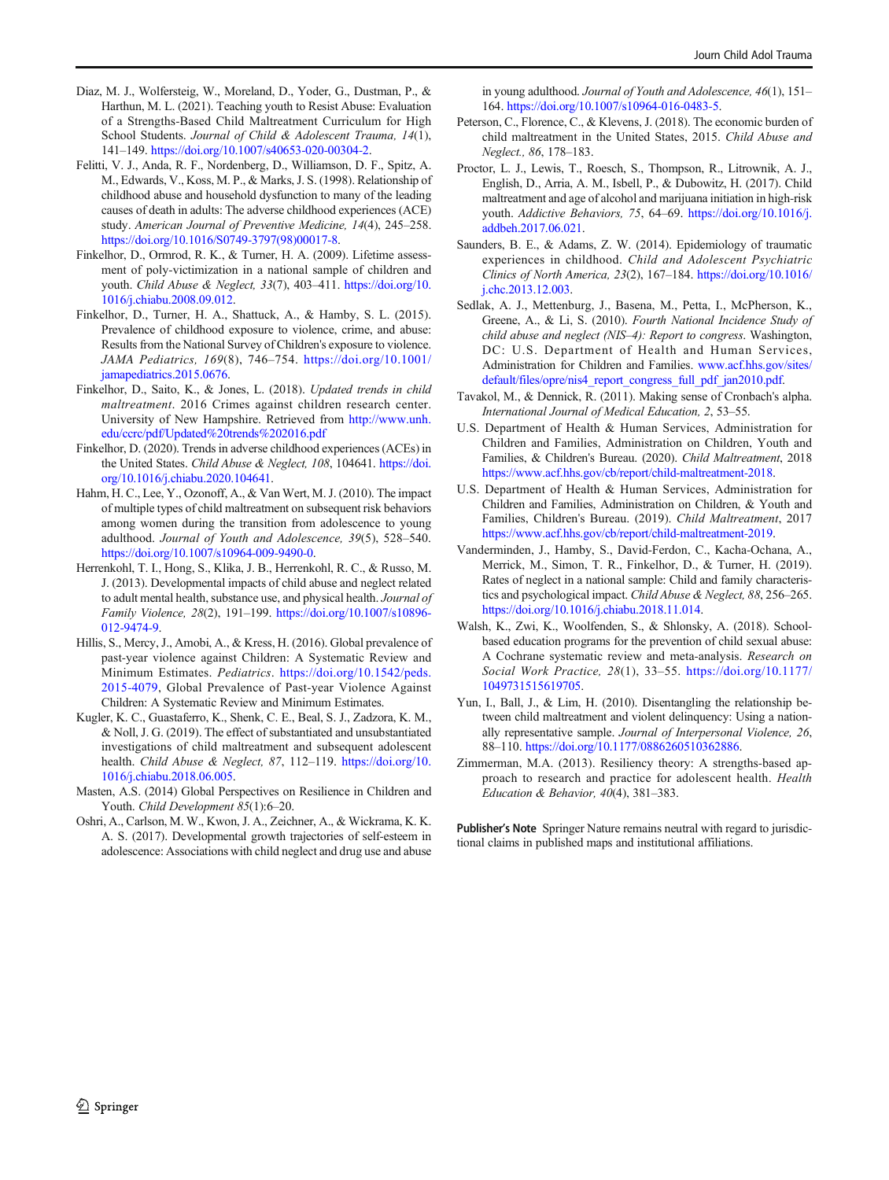Diaz, M. J., Wolfersteig, W., Moreland, D., Yoder, G., Dustman, P., & Harthun, M. L. (2021). Teaching youth to Resist Abuse: Evaluation of a Strengths-Based Child Maltreatment Curriculum for High School Students. *Journal of Child & Adolescent Trauma, 14*(1), 141–149. https://doi.org/10.1007/s40653-020-00304-2.

Felitti, V. J., Anda, R. F., Nordenberg, D., Williamson, D. F., Spitz, A. M., Edwards, V., Koss, M. P., & Marks, J. S. (1998). Relationship of childhood abuse and household dysfunction to many of the leading causes of death in adults: The adverse childhood experiences (ACE) study. *American Journal of Preventive Medicine, 14*(4), 245–258. https://doi.org/10.1016/S0749-3797(98)00017-8.

Finkelhor, D., Ormrod, R. K., & Turner, H. A. (2009). Lifetime assessment of poly-victimization in a national sample of children and youth. *Child Abuse & Neglect, 33*(7), 403–411. https://doi.org/10.1016/j.chiabu.2008.09.012.

Finkelhor, D., Turner, H. A., Shattuck, A., & Hamby, S. L. (2015). Prevalence of childhood exposure to violence, crime, and abuse: Results from the National Survey of Children's exposure to violence. *JAMA Pediatrics, 169*(8), 746–754. https://doi.org/10.1001/jamapediatrics.2015.0676.

Finkelhor, D., Saito, K., & Jones, L. (2018). *Updated trends in child maltreatment*. 2016 Crimes against children research center. University of New Hampshire. Retrieved from http://www.unh.edu/ccrc/pdf/Updated%20trends%202016.pdf

Finkelhor, D. (2020). Trends in adverse childhood experiences (ACEs) in the United States. *Child Abuse & Neglect, 108*, 104641. https://doi.org/10.1016/j.chiabu.2020.104641.

Hahm, H. C., Lee, Y., Ozonoff, A., & Van Wert, M. J. (2010). The impact of multiple types of child maltreatment on subsequent risk behaviors among women during the transition from adolescence to young adulthood. *Journal of Youth and Adolescence, 39*(5), 528–540. https://doi.org/10.1007/s10964-009-9490-0.

Herrenkohl, T. I., Hong, S., Klika, J. B., Herrenkohl, R. C., & Russo, M. J. (2013). Developmental impacts of child abuse and neglect related to adult mental health, substance use, and physical health. *Journal of Family Violence, 28*(2), 191–199. https://doi.org/10.1007/s10896-012-9474-9.

Hillis, S., Mercy, J., Amobi, A., & Kress, H. (2016). Global prevalence of past-year violence against Children: A Systematic Review and Minimum Estimates. *Pediatrics*. https://doi.org/10.1542/peds.2015-4079, Global Prevalence of Past-year Violence Against Children: A Systematic Review and Minimum Estimates.

Kugler, K. C., Guastaferro, K., Shenk, C. E., Beal, S. J., Zadzora, K. M., & Noll, J. G. (2019). The effect of substantiated and unsubstantiated investigations of child maltreatment and subsequent adolescent health. *Child Abuse & Neglect, 87*, 112–119. https://doi.org/10.1016/j.chiabu.2018.06.005.

Masten, A.S. (2014) Global Perspectives on Resilience in Children and Youth. *Child Development 85*(1):6–20.

Oshri, A., Carlson, M. W., Kwon, J. A., Zeichner, A., & Wickrama, K. K. A. S. (2017). Developmental growth trajectories of self-esteem in adolescence: Associations with child neglect and drug use and abuse in young adulthood. *Journal of Youth and Adolescence, 46*(1), 151–164. https://doi.org/10.1007/s10964-016-0483-5.

Peterson, C., Florence, C., & Klevens, J. (2018). The economic burden of child maltreatment in the United States, 2015. *Child Abuse and Neglect., 86*, 178–183.

Proctor, L. J., Lewis, T., Roesch, S., Thompson, R., Litrownik, A. J., English, D., Arria, A. M., Isbell, P., & Dubowitz, H. (2017). Child maltreatment and age of alcohol and marijuana initiation in high-risk youth. *Addictive Behaviors, 75*, 64–69. https://doi.org/10.1016/j.addbeh.2017.06.021.

Saunders, B. E., & Adams, Z. W. (2014). Epidemiology of traumatic experiences in childhood. *Child and Adolescent Psychiatric Clinics of North America, 23*(2), 167–184. https://doi.org/10.1016/j.chc.2013.12.003.

Sedlak, A. J., Mettenburg, J., Basena, M., Petta, I., McPherson, K., Greene, A., & Li, S. (2010). *Fourth National Incidence Study of child abuse and neglect (NIS–4): Report to congress*. Washington, DC: U.S. Department of Health and Human Services, Administration for Children and Families. www.acf.hhs.gov/sites/default/files/opre/nis4_report_congress_full_pdf_jan2010.pdf.

Tavakol, M., & Dennick, R. (2011). Making sense of Cronbach's alpha. *International Journal of Medical Education, 2*, 53–55.

U.S. Department of Health & Human Services, Administration for Children and Families, Administration on Children, Youth and Families, & Children's Bureau. (2020). *Child Maltreatment*, 2018 https://www.acf.hhs.gov/cb/report/child-maltreatment-2018.

U.S. Department of Health & Human Services, Administration for Children and Families, Administration on Children, & Youth and Families, Children's Bureau. (2019). *Child Maltreatment*, 2017 https://www.acf.hhs.gov/cb/report/child-maltreatment-2019.

Vanderminden, J., Hamby, S., David-Ferdon, C., Kacha-Ochana, A., Merrick, M., Simon, T. R., Finkelhor, D., & Turner, H. (2019). Rates of neglect in a national sample: Child and family characteristics and psychological impact. *Child Abuse & Neglect, 88*, 256–265. https://doi.org/10.1016/j.chiabu.2018.11.014.

Walsh, K., Zwi, K., Woolfenden, S., & Shlonsky, A. (2018). School-based education programs for the prevention of child sexual abuse: A Cochrane systematic review and meta-analysis. *Research on Social Work Practice, 28*(1), 33–55. https://doi.org/10.1177/1049731515619705.

Yun, I., Ball, J., & Lim, H. (2010). Disentangling the relationship between child maltreatment and violent delinquency: Using a nationally representative sample. *Journal of Interpersonal Violence, 26*, 88–110. https://doi.org/10.1177/0886260510362886.

Zimmerman, M.A. (2013). Resiliency theory: A strengths-based approach to research and practice for adolescent health. *Health Education & Behavior, 40*(4), 381–383.

**Publisher's Note** Springer Nature remains neutral with regard to jurisdictional claims in published maps and institutional affiliations.